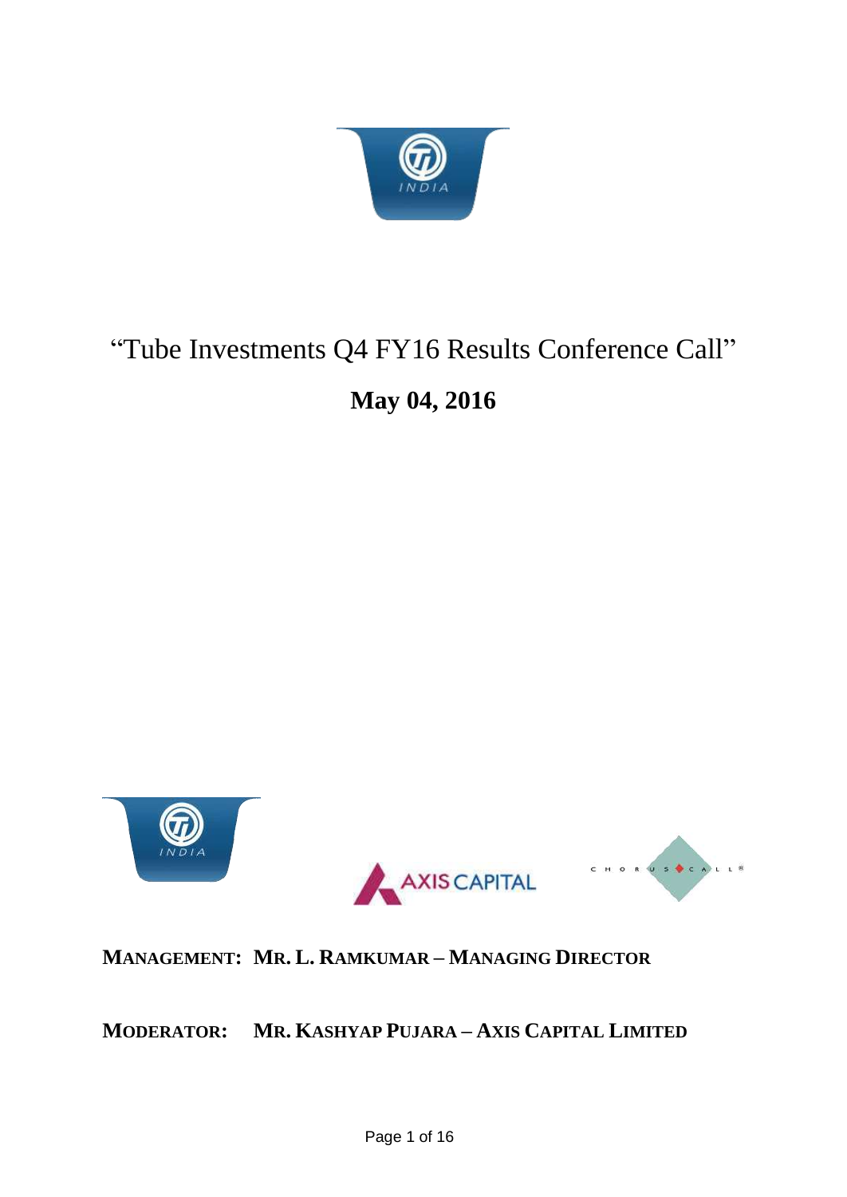# "Tube Investments Q4 FY16 Results Conference Call"

## May 04, 2016

**MANAGEMENT: MR. L. RAMKUMAR – MANAGING DIRECTOR**

**MODERATOR: MR. KASHYAP PUJARA – AXIS CAPITAL LIMITED**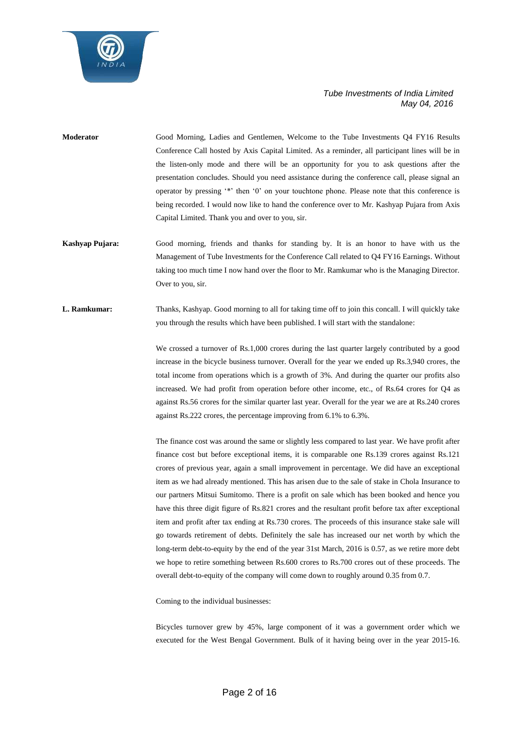**Moderator** Good Morning, Ladies and Gentlemen, Welcome to the Tube Investments Q4 FY16 Results Conference Call hosted by Axis Capital Limited. As a reminder, all participant lines will be in the listen-only mode and there will be an opportunity for you to ask questions after the presentation concludes. Should you need assistance during the conference call, please signal an operator by pressing '*' then '0' on your touchtone phone. Please note that this conference is being recorded. I would now like to hand the conference over to Mr. Kashyap Pujara from Axis Capital Limited. Thank you and over to you, sir.

**Kashyap Pujara:** Good morning, friends and thanks for standing by. It is an honor to have with us the Management of Tube Investments for the Conference Call related to Q4 FY16 Earnings. Without taking too much time I now hand over the floor to Mr. Ramkumar who is the Managing Director. Over to you, sir.

**L. Ramkumar:** Thanks, Kashyap. Good morning to all for taking time off to join this concall. I will quickly take you through the results which have been published. I will start with the standalone:

We crossed a turnover of Rs.1,000 crores during the last quarter largely contributed by a good increase in the bicycle business turnover. Overall for the year we ended up Rs.3,940 crores, the total income from operations which is a growth of 3%. And during the quarter our profits also increased. We had profit from operation before other income, etc., of Rs.64 crores for Q4 as against Rs.56 crores for the similar quarter last year. Overall for the year we are at Rs.240 crores against Rs.222 crores, the percentage improving from 6.1% to 6.3%.

The finance cost was around the same or slightly less compared to last year. We have profit after finance cost but before exceptional items, it is comparable one Rs.139 crores against Rs.121 crores of previous year, again a small improvement in percentage. We did have an exceptional item as we had already mentioned. This has arisen due to the sale of stake in Chola Insurance to our partners Mitsui Sumitomo. There is a profit on sale which has been booked and hence you have this three digit figure of Rs.821 crores and the resultant profit before tax after exceptional item and profit after tax ending at Rs.730 crores. The proceeds of this insurance stake sale will go towards retirement of debts. Definitely the sale has increased our net worth by which the long-term debt-to-equity by the end of the year 31st March, 2016 is 0.57, as we retire more debt we hope to retire something between Rs.600 crores to Rs.700 crores out of these proceeds. The overall debt-to-equity of the company will come down to roughly around 0.35 from 0.7.

Coming to the individual businesses:

Bicycles turnover grew by 45%, large component of it was a government order which we executed for the West Bengal Government. Bulk of it having being over in the year 2015-16.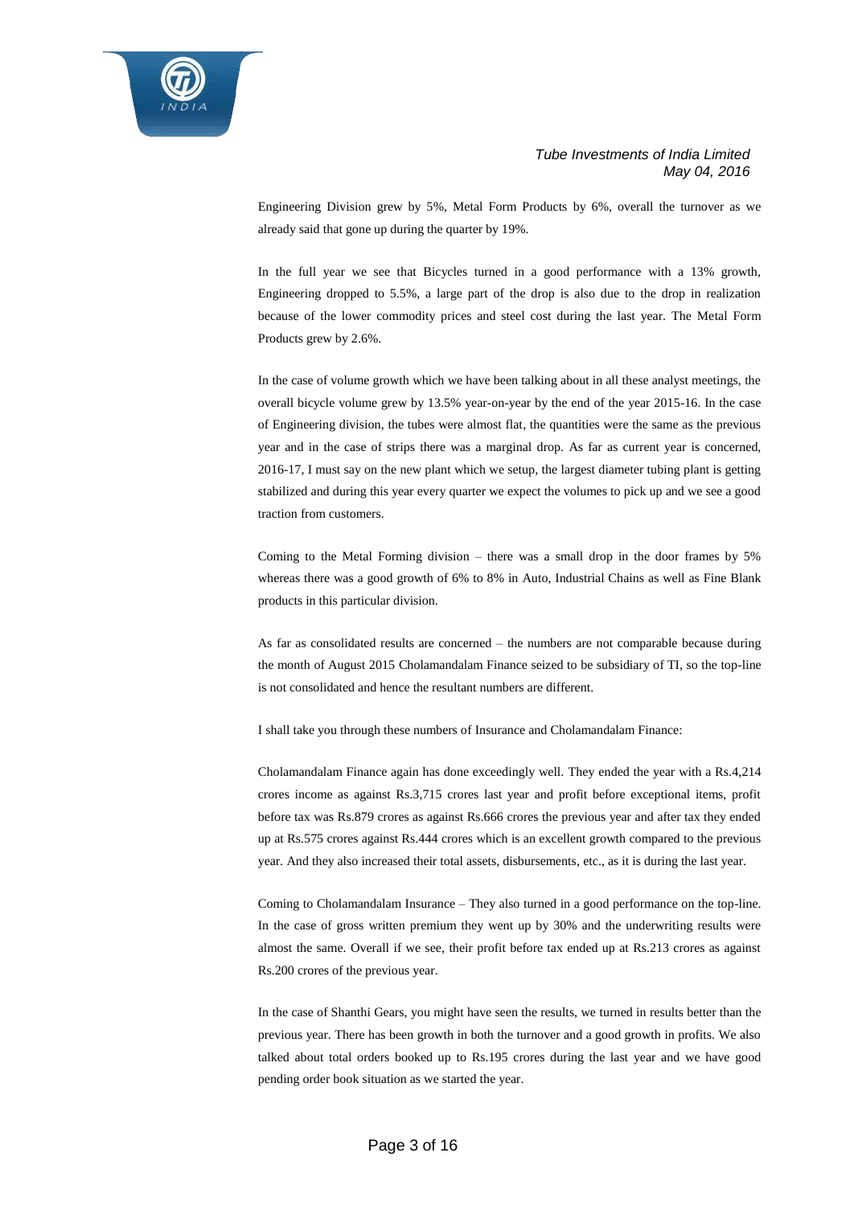Engineering Division grew by 5%, Metal Form Products by 6%, overall the turnover as we already said that gone up during the quarter by 19%.

In the full year we see that Bicycles turned in a good performance with a 13% growth, Engineering dropped to 5.5%, a large part of the drop is also due to the drop in realization because of the lower commodity prices and steel cost during the last year. The Metal Form Products grew by 2.6%.

In the case of volume growth which we have been talking about in all these analyst meetings, the overall bicycle volume grew by 13.5% year-on-year by the end of the year 2015-16. In the case of Engineering division, the tubes were almost flat, the quantities were the same as the previous year and in the case of strips there was a marginal drop. As far as current year is concerned, 2016-17, I must say on the new plant which we setup, the largest diameter tubing plant is getting stabilized and during this year every quarter we expect the volumes to pick up and we see a good traction from customers.

Coming to the Metal Forming division – there was a small drop in the door frames by 5% whereas there was a good growth of 6% to 8% in Auto, Industrial Chains as well as Fine Blank products in this particular division.

As far as consolidated results are concerned – the numbers are not comparable because during the month of August 2015 Cholamandalam Finance seized to be subsidiary of TI, so the top-line is not consolidated and hence the resultant numbers are different.

I shall take you through these numbers of Insurance and Cholamandalam Finance:

Cholamandalam Finance again has done exceedingly well. They ended the year with a Rs.4,214 crores income as against Rs.3,715 crores last year and profit before exceptional items, profit before tax was Rs.879 crores as against Rs.666 crores the previous year and after tax they ended up at Rs.575 crores against Rs.444 crores which is an excellent growth compared to the previous year. And they also increased their total assets, disbursements, etc., as it is during the last year.

Coming to Cholamandalam Insurance – They also turned in a good performance on the top-line. In the case of gross written premium they went up by 30% and the underwriting results were almost the same. Overall if we see, their profit before tax ended up at Rs.213 crores as against Rs.200 crores of the previous year.

In the case of Shanthi Gears, you might have seen the results, we turned in results better than the previous year. There has been growth in both the turnover and a good growth in profits. We also talked about total orders booked up to Rs.195 crores during the last year and we have good pending order book situation as we started the year.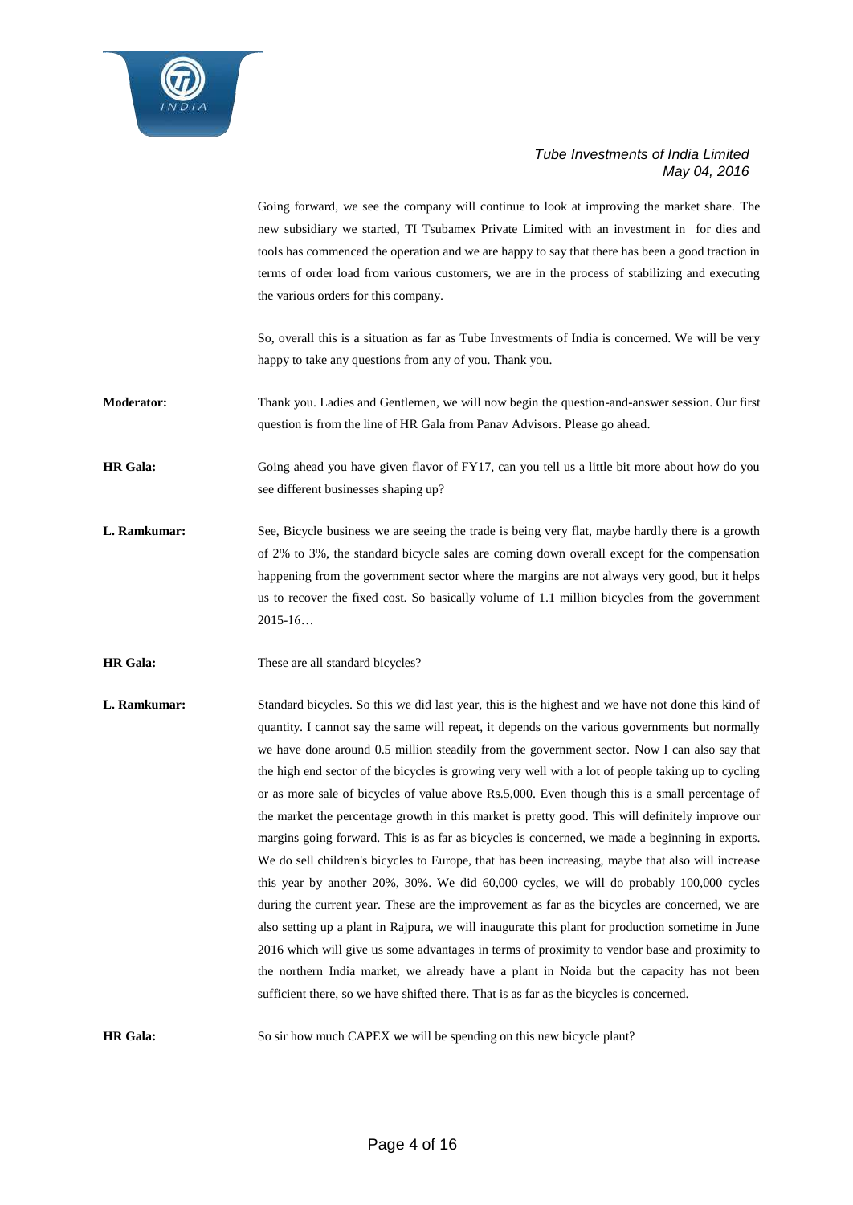Going forward, we see the company will continue to look at improving the market share. The new subsidiary we started, TI Tsubamex Private Limited with an investment in  for dies and tools has commenced the operation and we are happy to say that there has been a good traction in terms of order load from various customers, we are in the process of stabilizing and executing the various orders for this company.

So, overall this is a situation as far as Tube Investments of India is concerned. We will be very happy to take any questions from any of you. Thank you.

**Moderator:** Thank you. Ladies and Gentlemen, we will now begin the question-and-answer session. Our first question is from the line of HR Gala from Panav Advisors. Please go ahead.

**HR Gala:** Going ahead you have given flavor of FY17, can you tell us a little bit more about how do you see different businesses shaping up?

**L. Ramkumar:** See, Bicycle business we are seeing the trade is being very flat, maybe hardly there is a growth of 2% to 3%, the standard bicycle sales are coming down overall except for the compensation happening from the government sector where the margins are not always very good, but it helps us to recover the fixed cost. So basically volume of 1.1 million bicycles from the government 2015-16…

**HR Gala:** These are all standard bicycles?

**L. Ramkumar:** Standard bicycles. So this we did last year, this is the highest and we have not done this kind of quantity. I cannot say the same will repeat, it depends on the various governments but normally we have done around 0.5 million steadily from the government sector. Now I can also say that the high end sector of the bicycles is growing very well with a lot of people taking up to cycling or as more sale of bicycles of value above Rs.5,000. Even though this is a small percentage of the market the percentage growth in this market is pretty good. This will definitely improve our margins going forward. This is as far as bicycles is concerned, we made a beginning in exports. We do sell children's bicycles to Europe, that has been increasing, maybe that also will increase this year by another 20%, 30%. We did 60,000 cycles, we will do probably 100,000 cycles during the current year. These are the improvement as far as the bicycles are concerned, we are also setting up a plant in Rajpura, we will inaugurate this plant for production sometime in June 2016 which will give us some advantages in terms of proximity to vendor base and proximity to the northern India market, we already have a plant in Noida but the capacity has not been sufficient there, so we have shifted there. That is as far as the bicycles is concerned.

**HR Gala:** So sir how much CAPEX we will be spending on this new bicycle plant?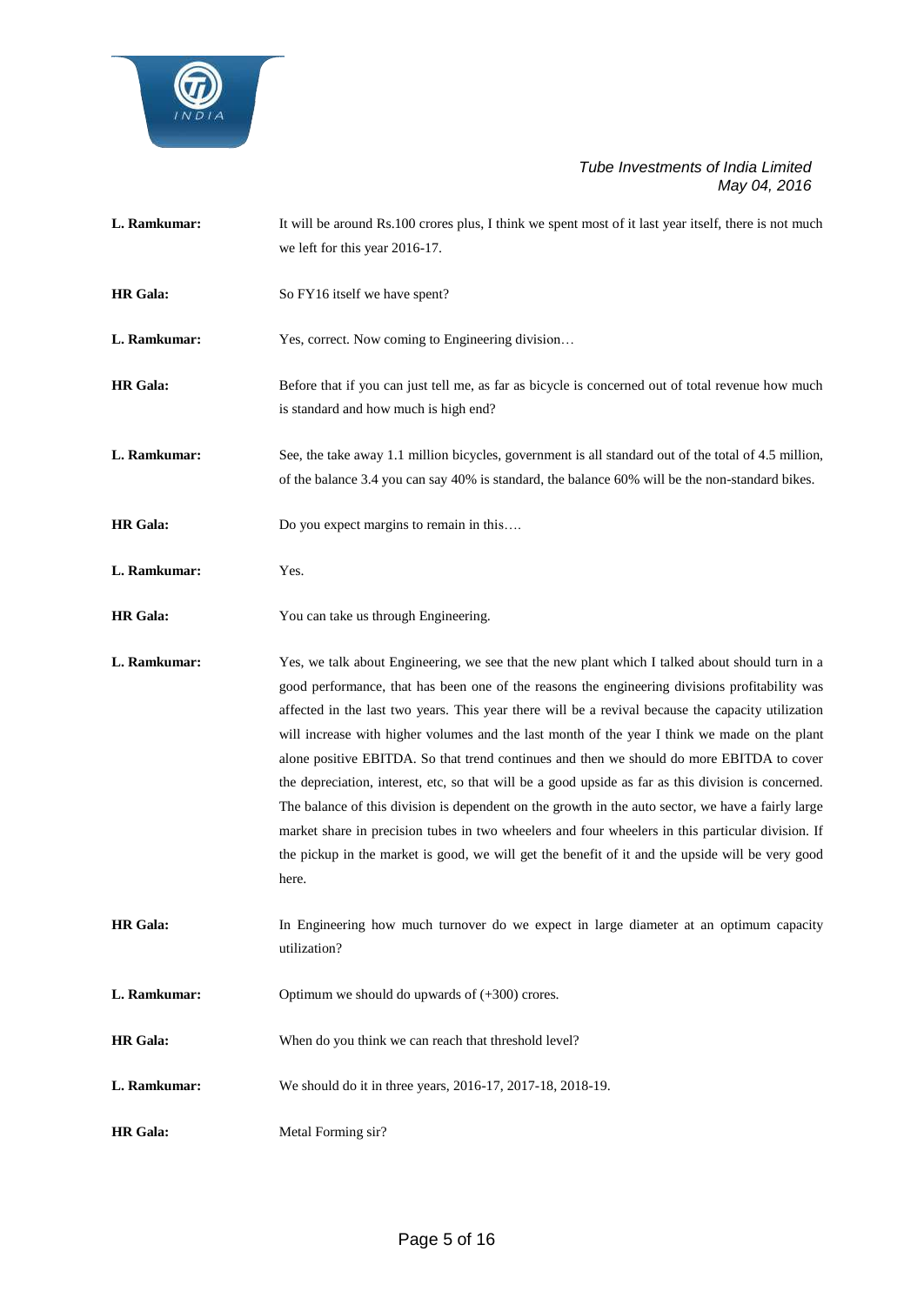**L. Ramkumar:** It will be around Rs.100 crores plus, I think we spent most of it last year itself, there is not much we left for this year 2016-17.

**HR Gala:** So FY16 itself we have spent?

**L. Ramkumar:** Yes, correct. Now coming to Engineering division…

**HR Gala:** Before that if you can just tell me, as far as bicycle is concerned out of total revenue how much is standard and how much is high end?

**L. Ramkumar:** See, the take away 1.1 million bicycles, government is all standard out of the total of 4.5 million, of the balance 3.4 you can say 40% is standard, the balance 60% will be the non-standard bikes.

**HR Gala:** Do you expect margins to remain in this….

**L. Ramkumar:** Yes.

**HR Gala:** You can take us through Engineering.

**L. Ramkumar:** Yes, we talk about Engineering, we see that the new plant which I talked about should turn in a good performance, that has been one of the reasons the engineering divisions profitability was affected in the last two years. This year there will be a revival because the capacity utilization will increase with higher volumes and the last month of the year I think we made on the plant alone positive EBITDA. So that trend continues and then we should do more EBITDA to cover the depreciation, interest, etc, so that will be a good upside as far as this division is concerned. The balance of this division is dependent on the growth in the auto sector, we have a fairly large market share in precision tubes in two wheelers and four wheelers in this particular division. If the pickup in the market is good, we will get the benefit of it and the upside will be very good here.

**HR Gala:** In Engineering how much turnover do we expect in large diameter at an optimum capacity utilization?

**L. Ramkumar:** Optimum we should do upwards of (+300) crores.

**HR Gala:** When do you think we can reach that threshold level?

**L. Ramkumar:** We should do it in three years, 2016-17, 2017-18, 2018-19.

**HR Gala:** Metal Forming sir?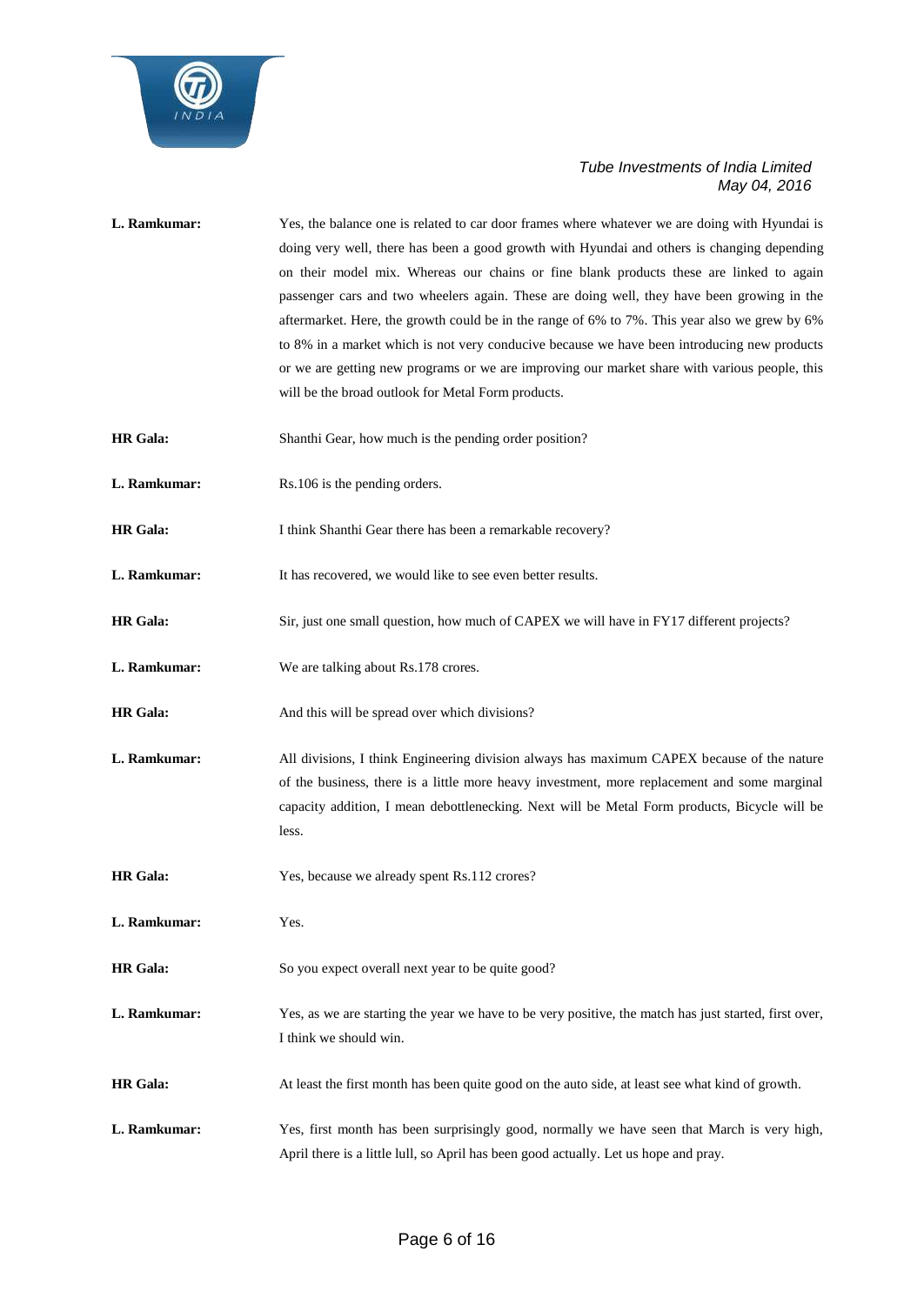**L. Ramkumar:** Yes, the balance one is related to car door frames where whatever we are doing with Hyundai is doing very well, there has been a good growth with Hyundai and others is changing depending on their model mix. Whereas our chains or fine blank products these are linked to again passenger cars and two wheelers again. These are doing well, they have been growing in the aftermarket. Here, the growth could be in the range of 6% to 7%. This year also we grew by 6% to 8% in a market which is not very conducive because we have been introducing new products or we are getting new programs or we are improving our market share with various people, this will be the broad outlook for Metal Form products.

**HR Gala:** Shanthi Gear, how much is the pending order position?

**L. Ramkumar:** Rs.106 is the pending orders.

**HR Gala:** I think Shanthi Gear there has been a remarkable recovery?

**L. Ramkumar:** It has recovered, we would like to see even better results.

**HR Gala:** Sir, just one small question, how much of CAPEX we will have in FY17 different projects?

**L. Ramkumar:** We are talking about Rs.178 crores.

**HR Gala:** And this will be spread over which divisions?

**L. Ramkumar:** All divisions, I think Engineering division always has maximum CAPEX because of the nature of the business, there is a little more heavy investment, more replacement and some marginal capacity addition, I mean debottlenecking. Next will be Metal Form products, Bicycle will be less.

**HR Gala:** Yes, because we already spent Rs.112 crores?

**L. Ramkumar:** Yes.

**HR Gala:** So you expect overall next year to be quite good?

**L. Ramkumar:** Yes, as we are starting the year we have to be very positive, the match has just started, first over, I think we should win.

**HR Gala:** At least the first month has been quite good on the auto side, at least see what kind of growth.

**L. Ramkumar:** Yes, first month has been surprisingly good, normally we have seen that March is very high, April there is a little lull, so April has been good actually. Let us hope and pray.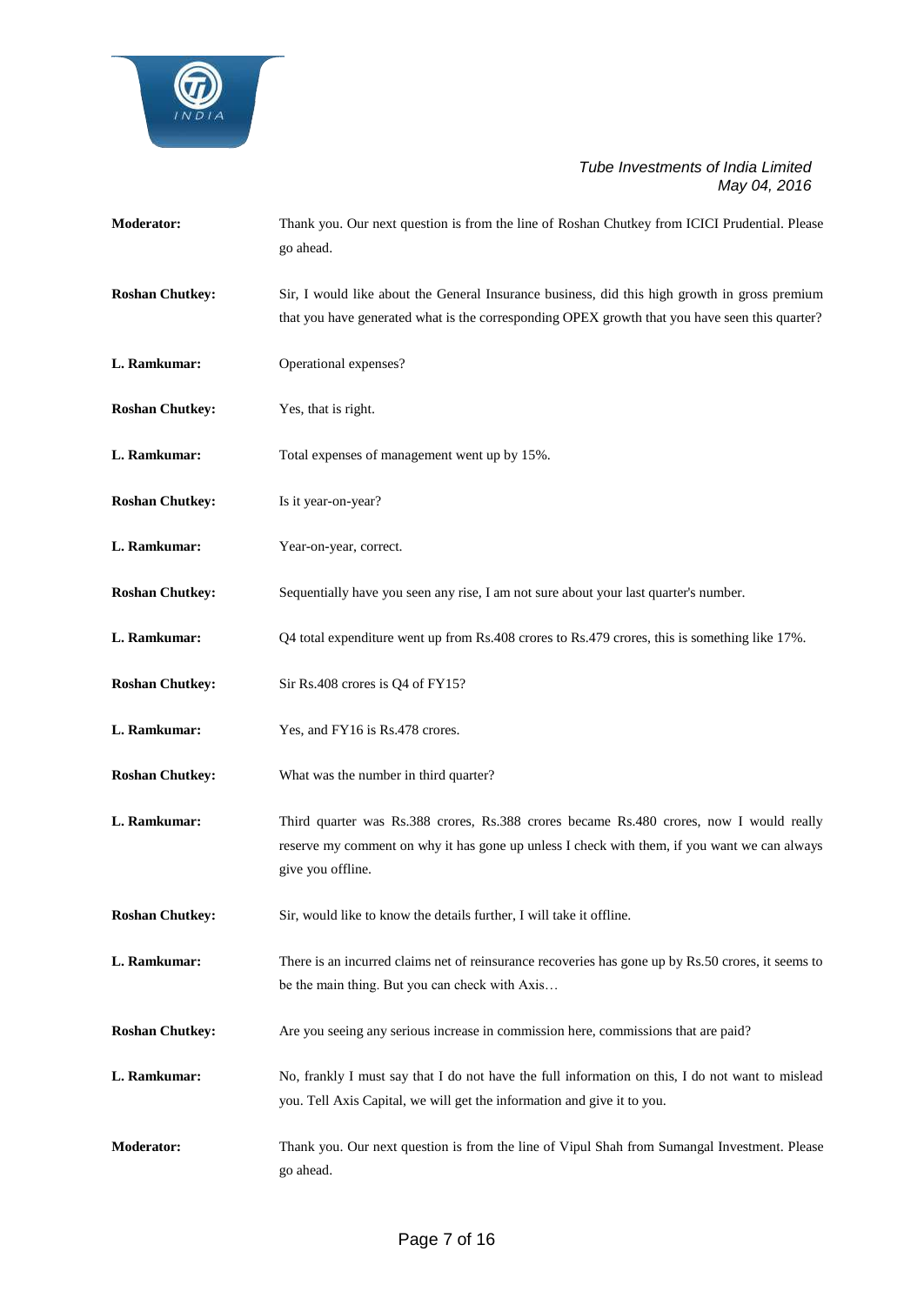**Moderator:** Thank you. Our next question is from the line of Roshan Chutkey from ICICI Prudential. Please go ahead.

**Roshan Chutkey:** Sir, I would like about the General Insurance business, did this high growth in gross premium that you have generated what is the corresponding OPEX growth that you have seen this quarter?

**L. Ramkumar:** Operational expenses?

**Roshan Chutkey:** Yes, that is right.

**L. Ramkumar:** Total expenses of management went up by 15%.

**Roshan Chutkey:** Is it year-on-year?

**L. Ramkumar:** Year-on-year, correct.

**Roshan Chutkey:** Sequentially have you seen any rise, I am not sure about your last quarter's number.

**L. Ramkumar:** Q4 total expenditure went up from Rs.408 crores to Rs.479 crores, this is something like 17%.

**Roshan Chutkey:** Sir Rs.408 crores is Q4 of FY15?

**L. Ramkumar:** Yes, and FY16 is Rs.478 crores.

**Roshan Chutkey:** What was the number in third quarter?

**L. Ramkumar:** Third quarter was Rs.388 crores, Rs.388 crores became Rs.480 crores, now I would really reserve my comment on why it has gone up unless I check with them, if you want we can always give you offline.

**Roshan Chutkey:** Sir, would like to know the details further, I will take it offline.

**L. Ramkumar:** There is an incurred claims net of reinsurance recoveries has gone up by Rs.50 crores, it seems to be the main thing. But you can check with Axis…

**Roshan Chutkey:** Are you seeing any serious increase in commission here, commissions that are paid?

**L. Ramkumar:** No, frankly I must say that I do not have the full information on this, I do not want to mislead you. Tell Axis Capital, we will get the information and give it to you.

**Moderator:** Thank you. Our next question is from the line of Vipul Shah from Sumangal Investment. Please go ahead.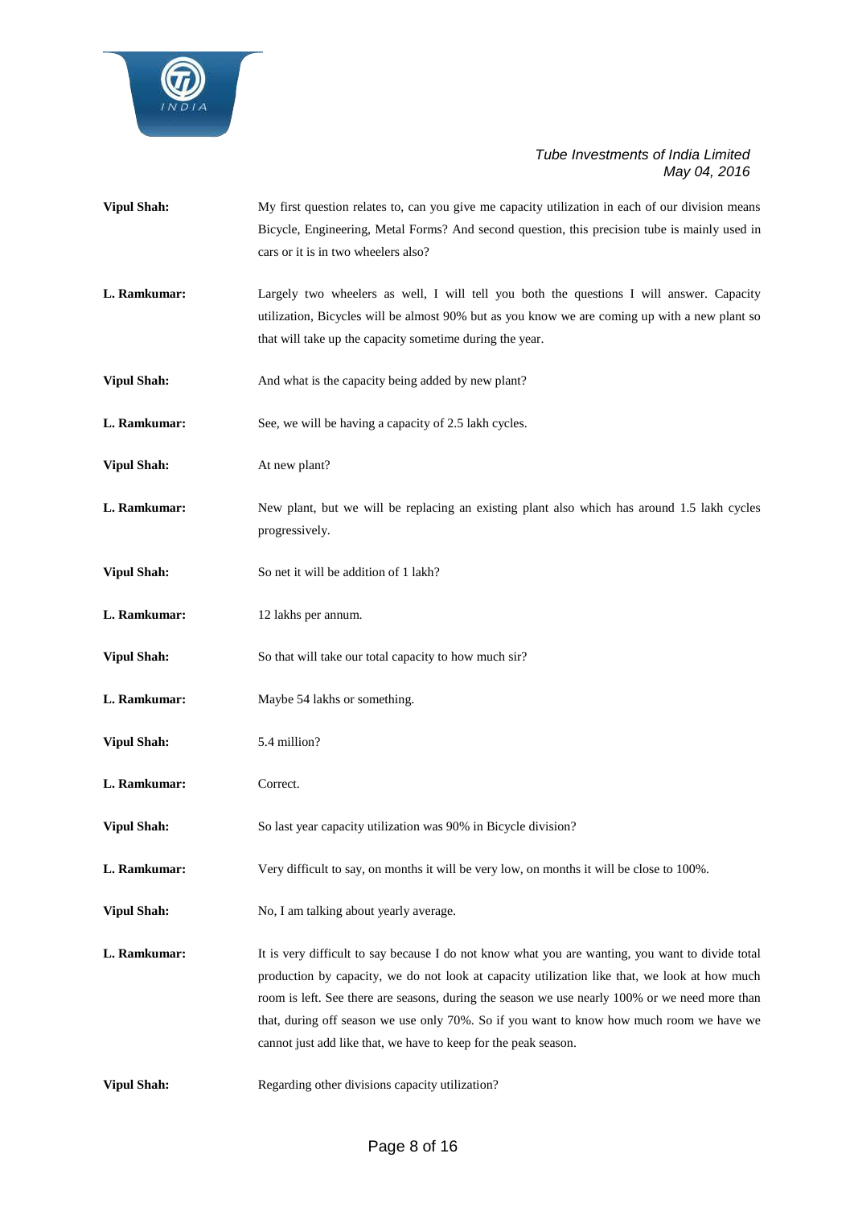**Vipul Shah:** My first question relates to, can you give me capacity utilization in each of our division means Bicycle, Engineering, Metal Forms? And second question, this precision tube is mainly used in cars or it is in two wheelers also?

**L. Ramkumar:** Largely two wheelers as well, I will tell you both the questions I will answer. Capacity utilization, Bicycles will be almost 90% but as you know we are coming up with a new plant so that will take up the capacity sometime during the year.

**Vipul Shah:** And what is the capacity being added by new plant?

**L. Ramkumar:** See, we will be having a capacity of 2.5 lakh cycles.

**Vipul Shah:** At new plant?

**L. Ramkumar:** New plant, but we will be replacing an existing plant also which has around 1.5 lakh cycles progressively.

**Vipul Shah:** So net it will be addition of 1 lakh?

**L. Ramkumar:** 12 lakhs per annum.

**Vipul Shah:** So that will take our total capacity to how much sir?

**L. Ramkumar:** Maybe 54 lakhs or something.

**Vipul Shah:** 5.4 million?

**L. Ramkumar:** Correct.

**Vipul Shah:** So last year capacity utilization was 90% in Bicycle division?

**L. Ramkumar:** Very difficult to say, on months it will be very low, on months it will be close to 100%.

**Vipul Shah:** No, I am talking about yearly average.

**L. Ramkumar:** It is very difficult to say because I do not know what you are wanting, you want to divide total production by capacity, we do not look at capacity utilization like that, we look at how much room is left. See there are seasons, during the season we use nearly 100% or we need more than that, during off season we use only 70%. So if you want to know how much room we have we cannot just add like that, we have to keep for the peak season.

**Vipul Shah:** Regarding other divisions capacity utilization?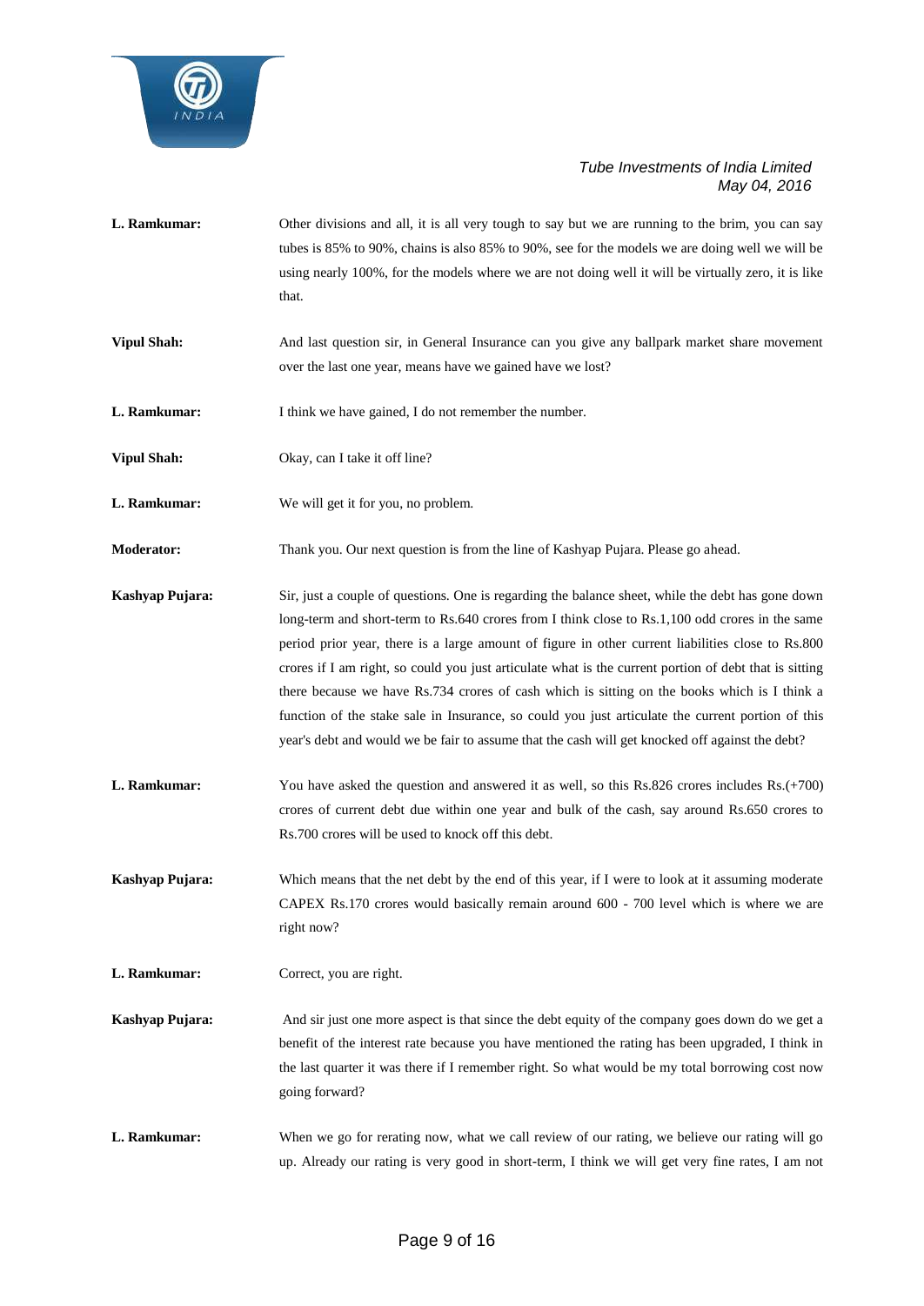**L. Ramkumar:** Other divisions and all, it is all very tough to say but we are running to the brim, you can say tubes is 85% to 90%, chains is also 85% to 90%, see for the models we are doing well we will be using nearly 100%, for the models where we are not doing well it will be virtually zero, it is like that.

**Vipul Shah:** And last question sir, in General Insurance can you give any ballpark market share movement over the last one year, means have we gained have we lost?

**L. Ramkumar:** I think we have gained, I do not remember the number.

**Vipul Shah:** Okay, can I take it off line?

**L. Ramkumar:** We will get it for you, no problem.

**Moderator:** Thank you. Our next question is from the line of Kashyap Pujara. Please go ahead.

**Kashyap Pujara:** Sir, just a couple of questions. One is regarding the balance sheet, while the debt has gone down long-term and short-term to Rs.640 crores from I think close to Rs.1,100 odd crores in the same period prior year, there is a large amount of figure in other current liabilities close to Rs.800 crores if I am right, so could you just articulate what is the current portion of debt that is sitting there because we have Rs.734 crores of cash which is sitting on the books which is I think a function of the stake sale in Insurance, so could you just articulate the current portion of this year's debt and would we be fair to assume that the cash will get knocked off against the debt?

**L. Ramkumar:** You have asked the question and answered it as well, so this Rs.826 crores includes Rs.(+700) crores of current debt due within one year and bulk of the cash, say around Rs.650 crores to Rs.700 crores will be used to knock off this debt.

**Kashyap Pujara:** Which means that the net debt by the end of this year, if I were to look at it assuming moderate CAPEX Rs.170 crores would basically remain around 600 - 700 level which is where we are right now?

**L. Ramkumar:** Correct, you are right.

**Kashyap Pujara:** And sir just one more aspect is that since the debt equity of the company goes down do we get a benefit of the interest rate because you have mentioned the rating has been upgraded, I think in the last quarter it was there if I remember right. So what would be my total borrowing cost now going forward?

**L. Ramkumar:** When we go for rerating now, what we call review of our rating, we believe our rating will go up. Already our rating is very good in short-term, I think we will get very fine rates, I am not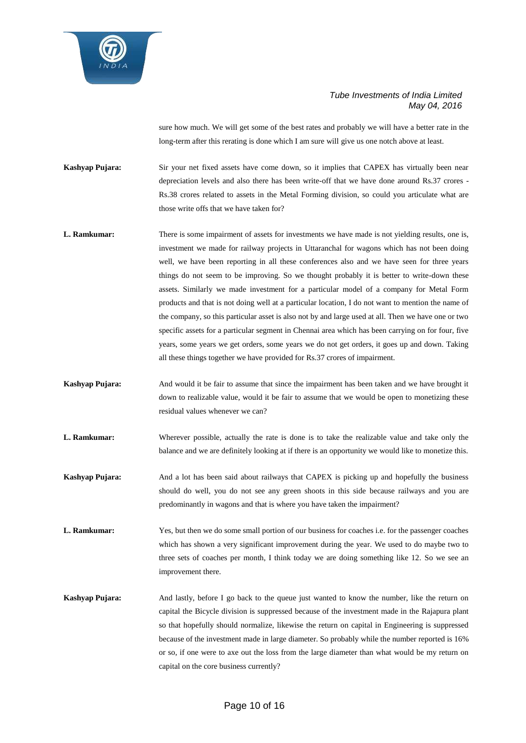sure how much. We will get some of the best rates and probably we will have a better rate in the long-term after this rerating is done which I am sure will give us one notch above at least.

**Kashyap Pujara:** Sir your net fixed assets have come down, so it implies that CAPEX has virtually been near depreciation levels and also there has been write-off that we have done around Rs.37 crores - Rs.38 crores related to assets in the Metal Forming division, so could you articulate what are those write offs that we have taken for?

**L. Ramkumar:** There is some impairment of assets for investments we have made is not yielding results, one is, investment we made for railway projects in Uttaranchal for wagons which has not been doing well, we have been reporting in all these conferences also and we have seen for three years things do not seem to be improving. So we thought probably it is better to write-down these assets. Similarly we made investment for a particular model of a company for Metal Form products and that is not doing well at a particular location, I do not want to mention the name of the company, so this particular asset is also not by and large used at all. Then we have one or two specific assets for a particular segment in Chennai area which has been carrying on for four, five years, some years we get orders, some years we do not get orders, it goes up and down. Taking all these things together we have provided for Rs.37 crores of impairment.

**Kashyap Pujara:** And would it be fair to assume that since the impairment has been taken and we have brought it down to realizable value, would it be fair to assume that we would be open to monetizing these residual values whenever we can?

**L. Ramkumar:** Wherever possible, actually the rate is done is to take the realizable value and take only the balance and we are definitely looking at if there is an opportunity we would like to monetize this.

**Kashyap Pujara:** And a lot has been said about railways that CAPEX is picking up and hopefully the business should do well, you do not see any green shoots in this side because railways and you are predominantly in wagons and that is where you have taken the impairment?

**L. Ramkumar:** Yes, but then we do some small portion of our business for coaches i.e. for the passenger coaches which has shown a very significant improvement during the year. We used to do maybe two to three sets of coaches per month, I think today we are doing something like 12. So we see an improvement there.

**Kashyap Pujara:** And lastly, before I go back to the queue just wanted to know the number, like the return on capital the Bicycle division is suppressed because of the investment made in the Rajapura plant so that hopefully should normalize, likewise the return on capital in Engineering is suppressed because of the investment made in large diameter. So probably while the number reported is 16% or so, if one were to axe out the loss from the large diameter than what would be my return on capital on the core business currently?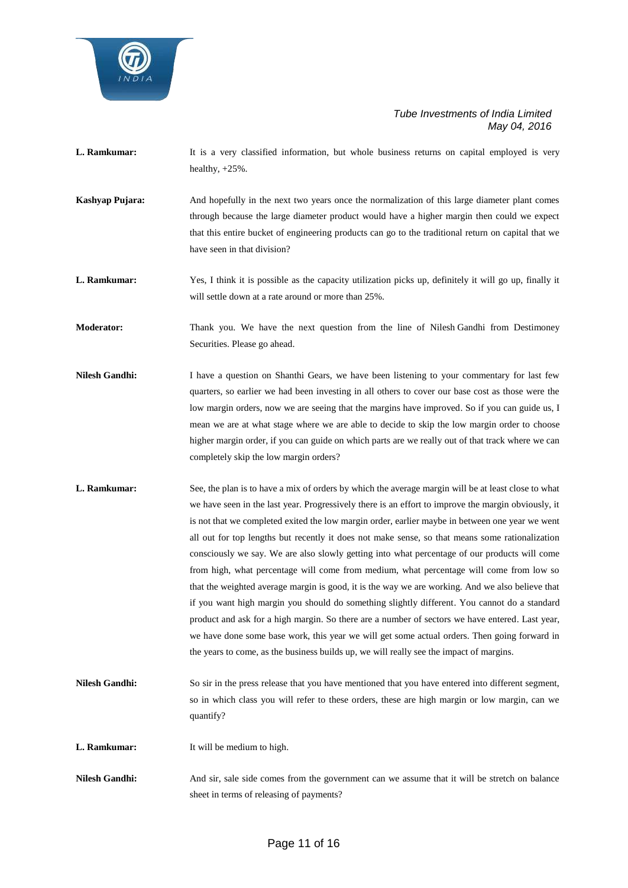**L. Ramkumar:** It is a very classified information, but whole business returns on capital employed is very healthy, +25%.

**Kashyap Pujara:** And hopefully in the next two years once the normalization of this large diameter plant comes through because the large diameter product would have a higher margin then could we expect that this entire bucket of engineering products can go to the traditional return on capital that we have seen in that division?

**L. Ramkumar:** Yes, I think it is possible as the capacity utilization picks up, definitely it will go up, finally it will settle down at a rate around or more than 25%.

**Moderator:** Thank you. We have the next question from the line of Nilesh Gandhi from Destimoney Securities. Please go ahead.

**Nilesh Gandhi:** I have a question on Shanthi Gears, we have been listening to your commentary for last few quarters, so earlier we had been investing in all others to cover our base cost as those were the low margin orders, now we are seeing that the margins have improved. So if you can guide us, I mean we are at what stage where we are able to decide to skip the low margin order to choose higher margin order, if you can guide on which parts are we really out of that track where we can completely skip the low margin orders?

**L. Ramkumar:** See, the plan is to have a mix of orders by which the average margin will be at least close to what we have seen in the last year. Progressively there is an effort to improve the margin obviously, it is not that we completed exited the low margin order, earlier maybe in between one year we went all out for top lengths but recently it does not make sense, so that means some rationalization consciously we say. We are also slowly getting into what percentage of our products will come from high, what percentage will come from medium, what percentage will come from low so that the weighted average margin is good, it is the way we are working. And we also believe that if you want high margin you should do something slightly different. You cannot do a standard product and ask for a high margin. So there are a number of sectors we have entered. Last year, we have done some base work, this year we will get some actual orders. Then going forward in the years to come, as the business builds up, we will really see the impact of margins.

**Nilesh Gandhi:** So sir in the press release that you have mentioned that you have entered into different segment, so in which class you will refer to these orders, these are high margin or low margin, can we quantify?

**L. Ramkumar:** It will be medium to high.

**Nilesh Gandhi:** And sir, sale side comes from the government can we assume that it will be stretch on balance sheet in terms of releasing of payments?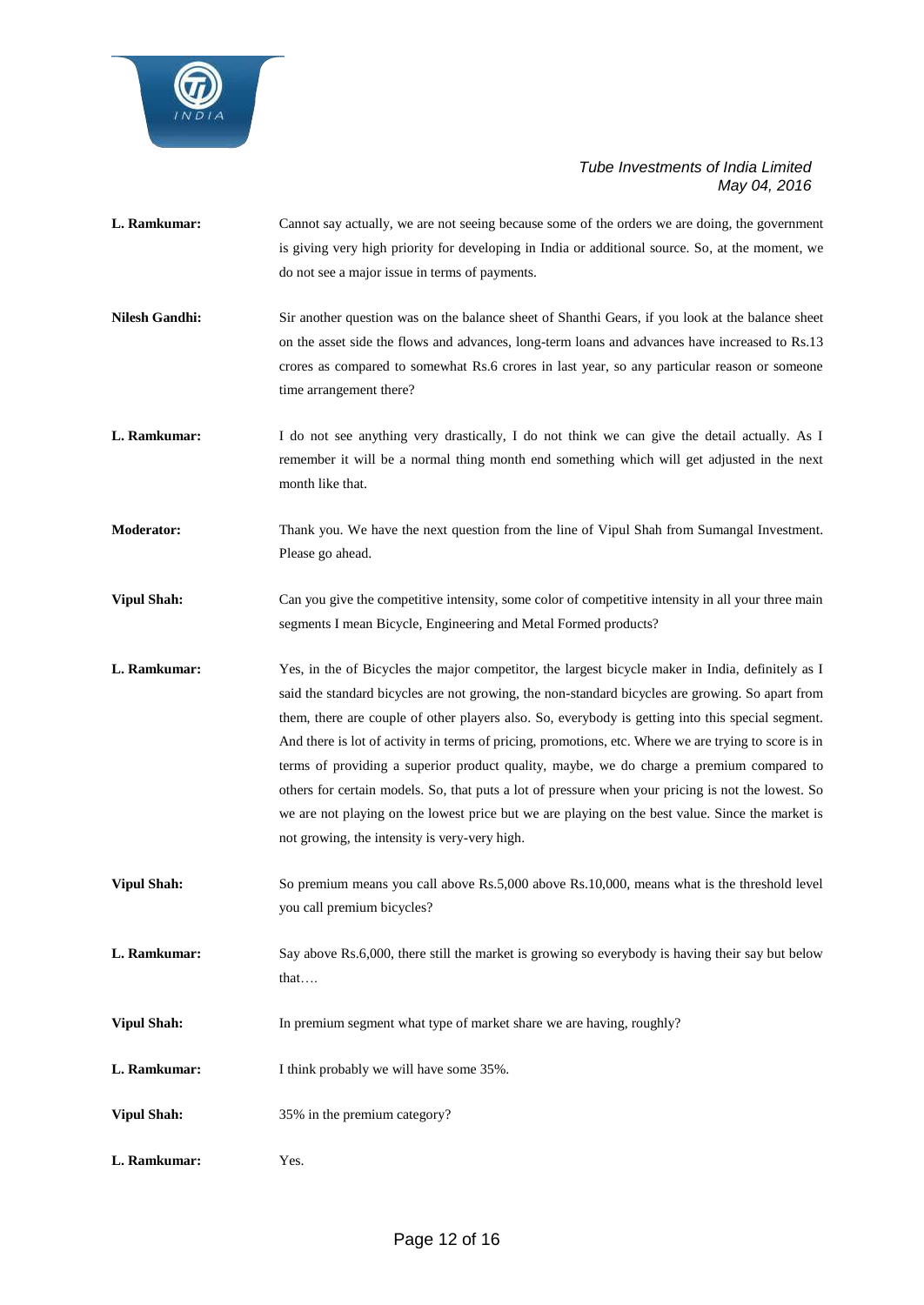**L. Ramkumar:** Cannot say actually, we are not seeing because some of the orders we are doing, the government is giving very high priority for developing in India or additional source. So, at the moment, we do not see a major issue in terms of payments.

**Nilesh Gandhi:** Sir another question was on the balance sheet of Shanthi Gears, if you look at the balance sheet on the asset side the flows and advances, long-term loans and advances have increased to Rs.13 crores as compared to somewhat Rs.6 crores in last year, so any particular reason or someone time arrangement there?

**L. Ramkumar:** I do not see anything very drastically, I do not think we can give the detail actually. As I remember it will be a normal thing month end something which will get adjusted in the next month like that.

**Moderator:** Thank you. We have the next question from the line of Vipul Shah from Sumangal Investment. Please go ahead.

**Vipul Shah:** Can you give the competitive intensity, some color of competitive intensity in all your three main segments I mean Bicycle, Engineering and Metal Formed products?

**L. Ramkumar:** Yes, in the of Bicycles the major competitor, the largest bicycle maker in India, definitely as I said the standard bicycles are not growing, the non-standard bicycles are growing. So apart from them, there are couple of other players also. So, everybody is getting into this special segment. And there is lot of activity in terms of pricing, promotions, etc. Where we are trying to score is in terms of providing a superior product quality, maybe, we do charge a premium compared to others for certain models. So, that puts a lot of pressure when your pricing is not the lowest. So we are not playing on the lowest price but we are playing on the best value. Since the market is not growing, the intensity is very-very high.

**Vipul Shah:** So premium means you call above Rs.5,000 above Rs.10,000, means what is the threshold level you call premium bicycles?

**L. Ramkumar:** Say above Rs.6,000, there still the market is growing so everybody is having their say but below that….

**Vipul Shah:** In premium segment what type of market share we are having, roughly?

**L. Ramkumar:** I think probably we will have some 35%.

**Vipul Shah:** 35% in the premium category?

**L. Ramkumar:** Yes.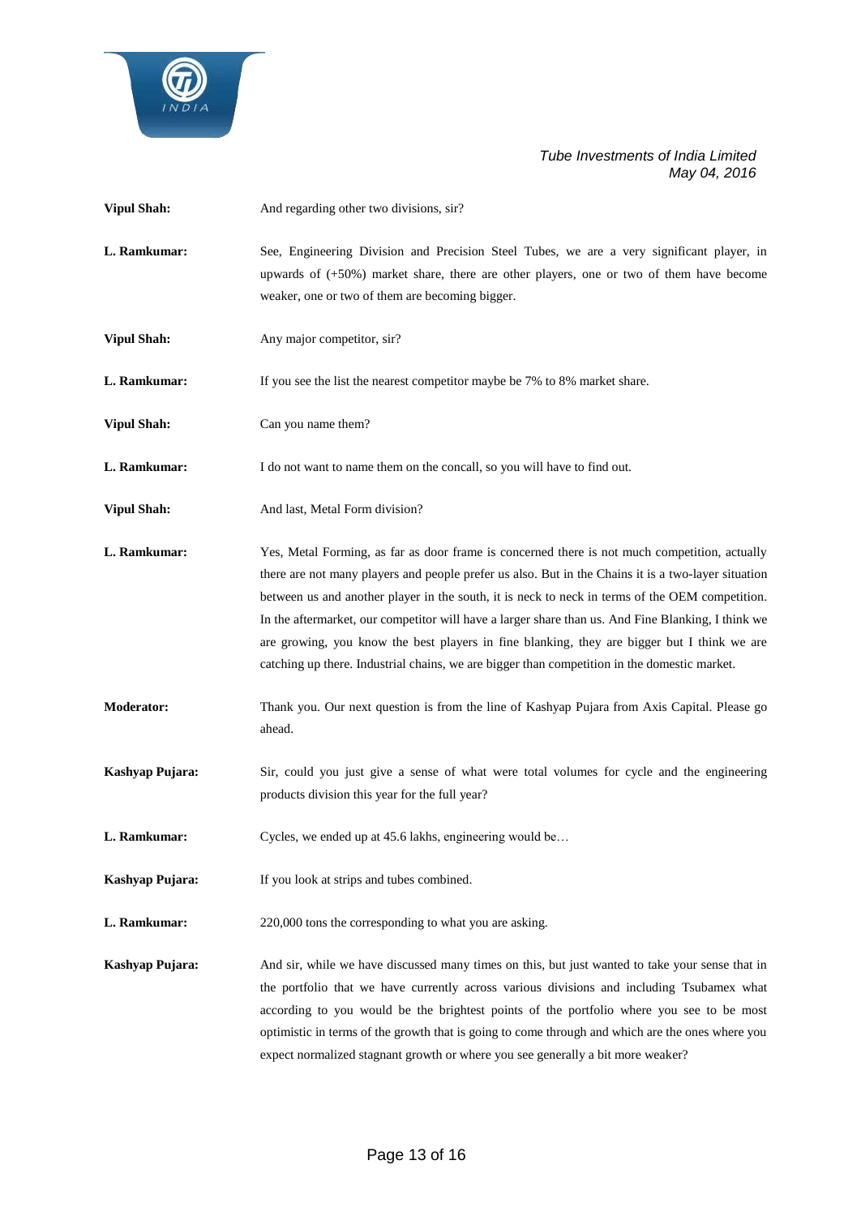**Vipul Shah:** And regarding other two divisions, sir?

**L. Ramkumar:** See, Engineering Division and Precision Steel Tubes, we are a very significant player, in upwards of (+50%) market share, there are other players, one or two of them have become weaker, one or two of them are becoming bigger.

**Vipul Shah:** Any major competitor, sir?

**L. Ramkumar:** If you see the list the nearest competitor maybe be 7% to 8% market share.

**Vipul Shah:** Can you name them?

**L. Ramkumar:** I do not want to name them on the concall, so you will have to find out.

**Vipul Shah:** And last, Metal Form division?

**L. Ramkumar:** Yes, Metal Forming, as far as door frame is concerned there is not much competition, actually there are not many players and people prefer us also. But in the Chains it is a two-layer situation between us and another player in the south, it is neck to neck in terms of the OEM competition. In the aftermarket, our competitor will have a larger share than us. And Fine Blanking, I think we are growing, you know the best players in fine blanking, they are bigger but I think we are catching up there. Industrial chains, we are bigger than competition in the domestic market.

**Moderator:** Thank you. Our next question is from the line of Kashyap Pujara from Axis Capital. Please go ahead.

**Kashyap Pujara:** Sir, could you just give a sense of what were total volumes for cycle and the engineering products division this year for the full year?

**L. Ramkumar:** Cycles, we ended up at 45.6 lakhs, engineering would be…

**Kashyap Pujara:** If you look at strips and tubes combined.

**L. Ramkumar:** 220,000 tons the corresponding to what you are asking.

**Kashyap Pujara:** And sir, while we have discussed many times on this, but just wanted to take your sense that in the portfolio that we have currently across various divisions and including Tsubamex what according to you would be the brightest points of the portfolio where you see to be most optimistic in terms of the growth that is going to come through and which are the ones where you expect normalized stagnant growth or where you see generally a bit more weaker?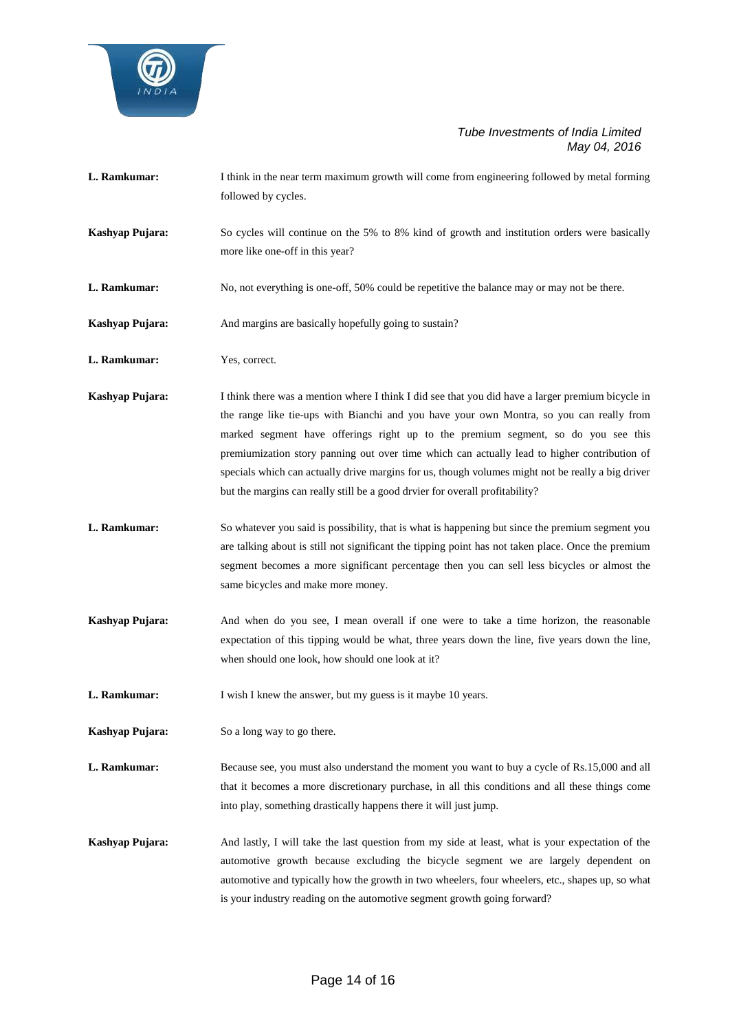**L. Ramkumar:** I think in the near term maximum growth will come from engineering followed by metal forming followed by cycles.

**Kashyap Pujara:** So cycles will continue on the 5% to 8% kind of growth and institution orders were basically more like one-off in this year?

**L. Ramkumar:** No, not everything is one-off, 50% could be repetitive the balance may or may not be there.

**Kashyap Pujara:** And margins are basically hopefully going to sustain?

**L. Ramkumar:** Yes, correct.

**Kashyap Pujara:** I think there was a mention where I think I did see that you did have a larger premium bicycle in the range like tie-ups with Bianchi and you have your own Montra, so you can really from marked segment have offerings right up to the premium segment, so do you see this premiumization story panning out over time which can actually lead to higher contribution of specials which can actually drive margins for us, though volumes might not be really a big driver but the margins can really still be a good drvier for overall profitability?

**L. Ramkumar:** So whatever you said is possibility, that is what is happening but since the premium segment you are talking about is still not significant the tipping point has not taken place. Once the premium segment becomes a more significant percentage then you can sell less bicycles or almost the same bicycles and make more money.

**Kashyap Pujara:** And when do you see, I mean overall if one were to take a time horizon, the reasonable expectation of this tipping would be what, three years down the line, five years down the line, when should one look, how should one look at it?

**L. Ramkumar:** I wish I knew the answer, but my guess is it maybe 10 years.

**Kashyap Pujara:** So a long way to go there.

**L. Ramkumar:** Because see, you must also understand the moment you want to buy a cycle of Rs.15,000 and all that it becomes a more discretionary purchase, in all this conditions and all these things come into play, something drastically happens there it will just jump.

**Kashyap Pujara:** And lastly, I will take the last question from my side at least, what is your expectation of the automotive growth because excluding the bicycle segment we are largely dependent on automotive and typically how the growth in two wheelers, four wheelers, etc., shapes up, so what is your industry reading on the automotive segment growth going forward?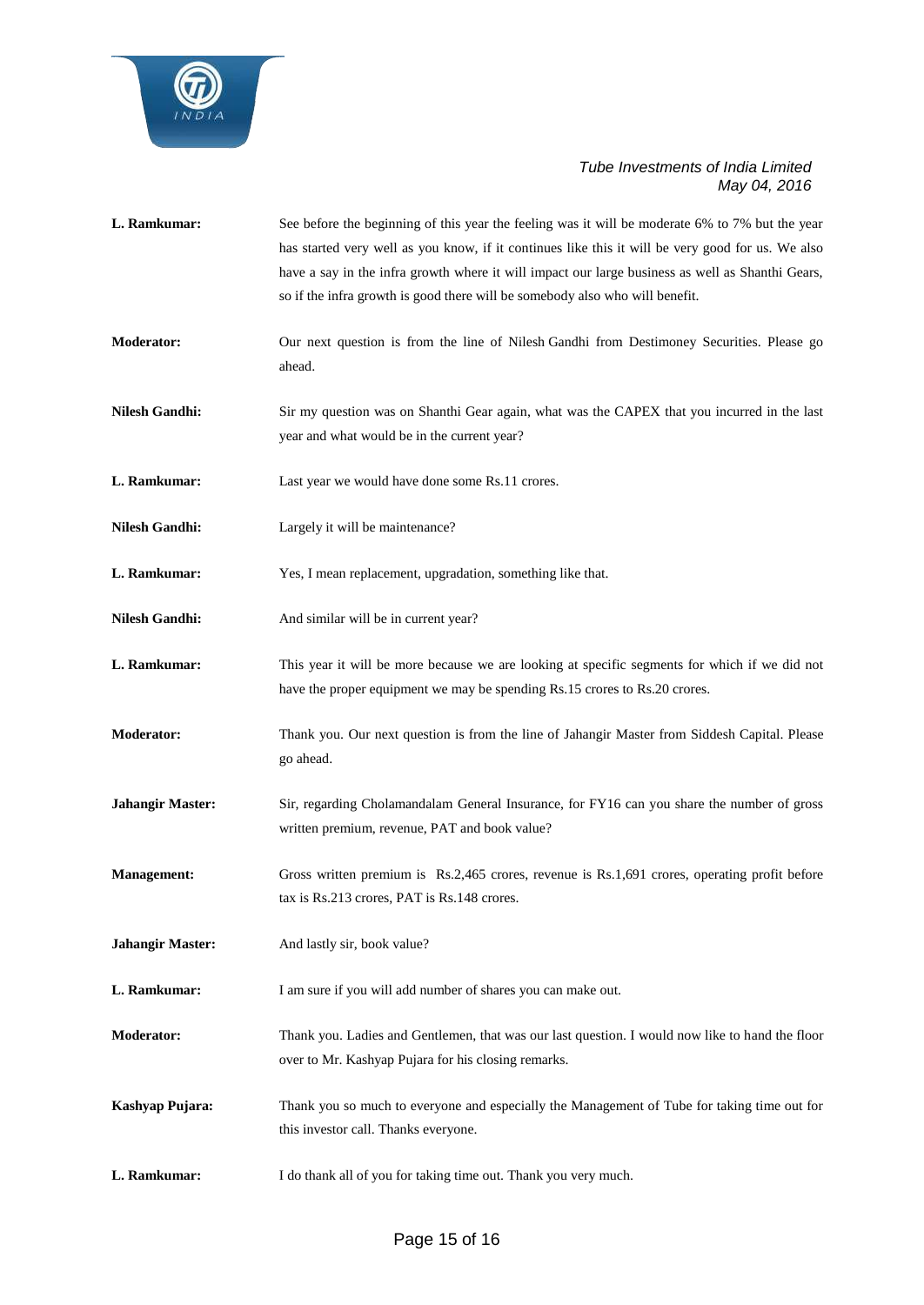**L. Ramkumar:** See before the beginning of this year the feeling was it will be moderate 6% to 7% but the year has started very well as you know, if it continues like this it will be very good for us. We also have a say in the infra growth where it will impact our large business as well as Shanthi Gears, so if the infra growth is good there will be somebody also who will benefit.

**Moderator:** Our next question is from the line of Nilesh Gandhi from Destimoney Securities. Please go ahead.

**Nilesh Gandhi:** Sir my question was on Shanthi Gear again, what was the CAPEX that you incurred in the last year and what would be in the current year?

**L. Ramkumar:** Last year we would have done some Rs.11 crores.

**Nilesh Gandhi:** Largely it will be maintenance?

**L. Ramkumar:** Yes, I mean replacement, upgradation, something like that.

**Nilesh Gandhi:** And similar will be in current year?

**L. Ramkumar:** This year it will be more because we are looking at specific segments for which if we did not have the proper equipment we may be spending Rs.15 crores to Rs.20 crores.

**Moderator:** Thank you. Our next question is from the line of Jahangir Master from Siddesh Capital. Please go ahead.

**Jahangir Master:** Sir, regarding Cholamandalam General Insurance, for FY16 can you share the number of gross written premium, revenue, PAT and book value?

**Management:** Gross written premium is Rs.2,465 crores, revenue is Rs.1,691 crores, operating profit before tax is Rs.213 crores, PAT is Rs.148 crores.

**Jahangir Master:** And lastly sir, book value?

**L. Ramkumar:** I am sure if you will add number of shares you can make out.

**Moderator:** Thank you. Ladies and Gentlemen, that was our last question. I would now like to hand the floor over to Mr. Kashyap Pujara for his closing remarks.

**Kashyap Pujara:** Thank you so much to everyone and especially the Management of Tube for taking time out for this investor call. Thanks everyone.

**L. Ramkumar:** I do thank all of you for taking time out. Thank you very much.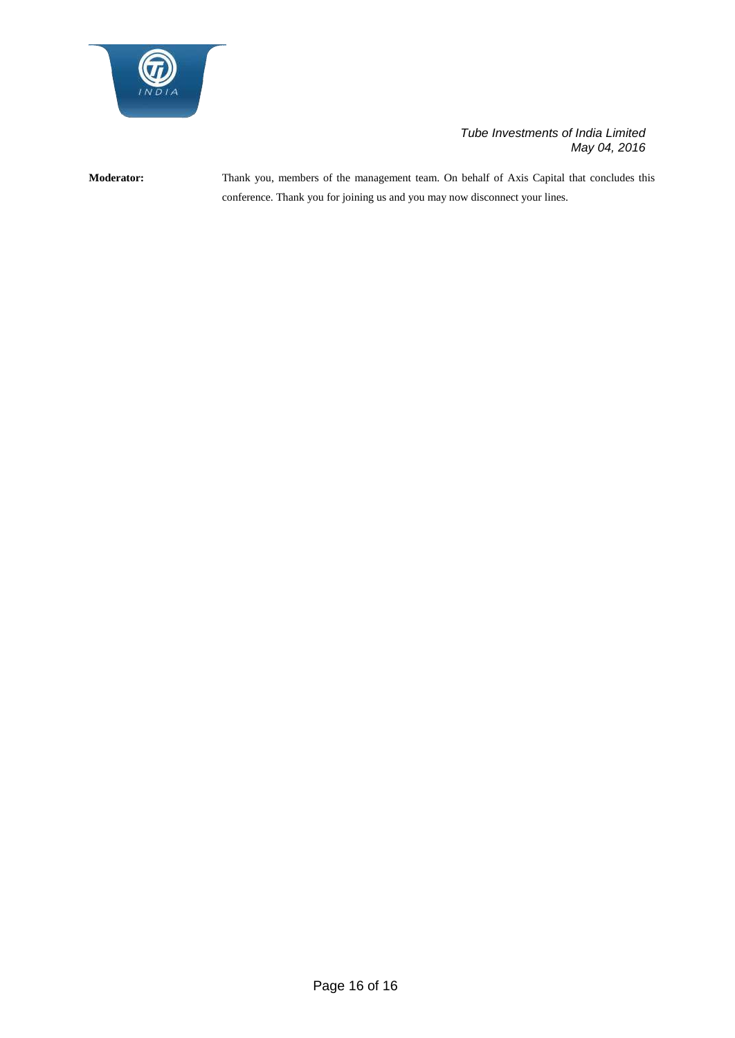**Moderator:** Thank you, members of the management team. On behalf of Axis Capital that concludes this conference. Thank you for joining us and you may now disconnect your lines.